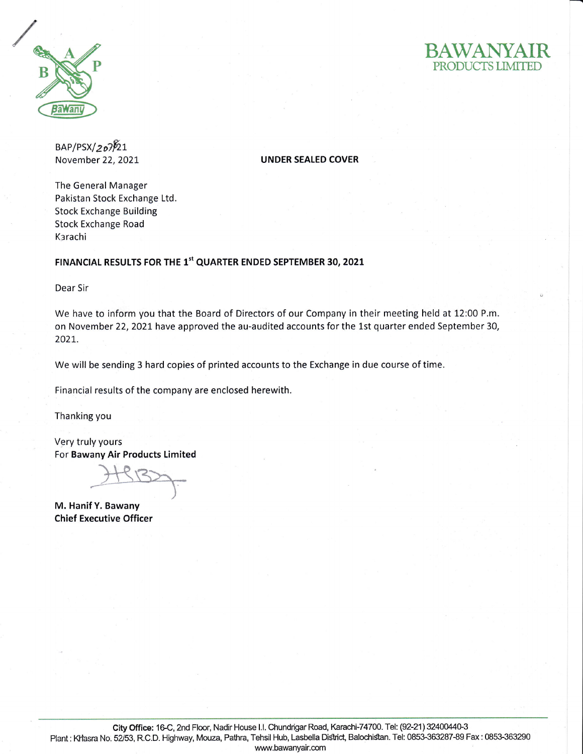BAWANYAIR
PRODUCTS LIMITED

BAP/PSX/2078/21
November 22, 2021

**UNDER SEALED COVER**

The General Manager
Pakistan Stock Exchange Ltd.
Stock Exchange Building
Stock Exchange Road
Karachi

**FINANCIAL RESULTS FOR THE 1st QUARTER ENDED SEPTEMBER 30, 2021**

Dear Sir

We have to inform you that the Board of Directors of our Company in their meeting held at 12:00 P.m. on November 22, 2021 have approved the au-audited accounts for the 1st quarter ended September 30, 2021.

We will be sending 3 hard copies of printed accounts to the Exchange in due course of time.

Financial results of the company are enclosed herewith.

Thanking you

Very truly yours
For **Bawany Air Products Limited**

**M. Hanif Y. Bawany**
**Chief Executive Officer**

**City Office:** 16-C, 2nd Floor, Nadir House I.I. Chundrigar Road, Karachi-74700. Tel: (92-21) 32400440-3
Plant : Khasra No. 52/53, R.C.D. Highway, Mouza, Pathra, Tehsil Hub, Lasbella District, Balochistan. Tel: 0853-363287-89 Fax : 0853-363290
www.bawanyair.com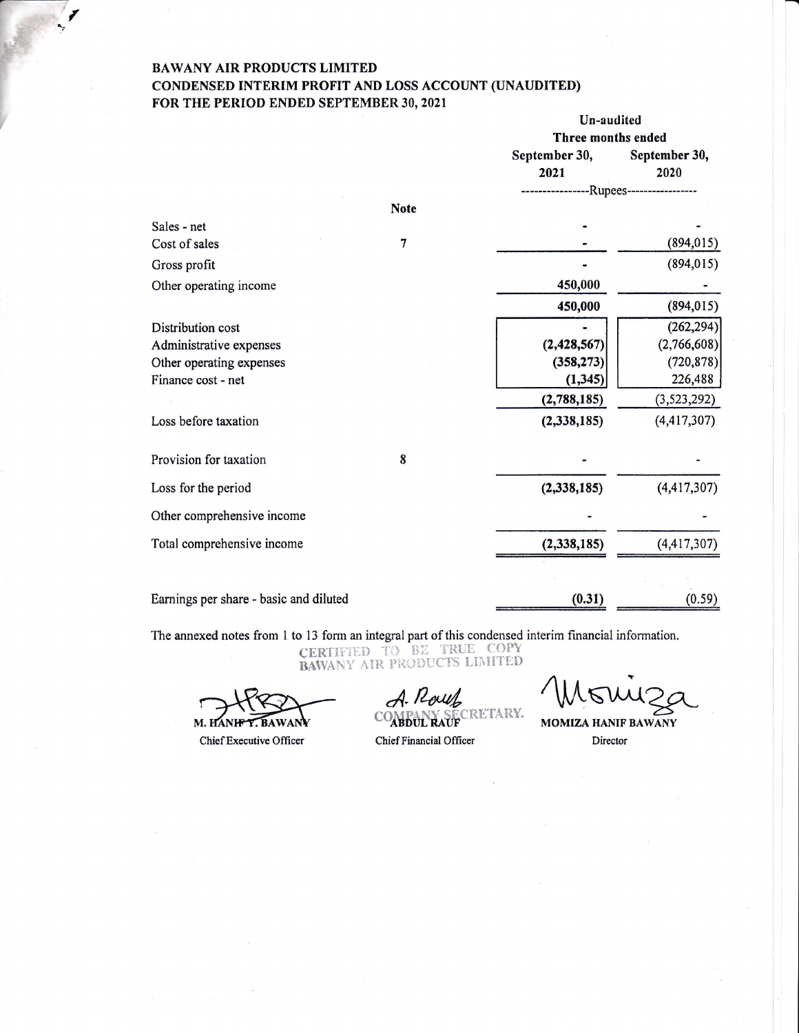**BAWANY AIR PRODUCTS LIMITED**
**CONDENSED INTERIM PROFIT AND LOSS ACCOUNT (UNAUDITED)**
**FOR THE PERIOD ENDED SEPTEMBER 30, 2021**

| | | Un-audited | |
|---|---|---|---|
| | | Three months ended | |
| | | September 30, 2021 | September 30, 2020 |
| | | ----------------Rupees---------------- | |
| | Note | | |
| Sales - net | | - | - |
| Cost of sales | 7 | - | (894,015) |
| Gross profit | | - | (894,015) |
| Other operating income | | 450,000 | - |
| | | 450,000 | (894,015) |
| Distribution cost | | - | (262,294) |
| Administrative expenses | | (2,428,567) | (2,766,608) |
| Other operating expenses | | (358,273) | (720,878) |
| Finance cost - net | | (1,345) | 226,488 |
| | | (2,788,185) | (3,523,292) |
| Loss before taxation | | (2,338,185) | (4,417,307) |
| Provision for taxation | 8 | - | - |
| Loss for the period | | (2,338,185) | (4,417,307) |
| Other comprehensive income | | - | - |
| Total comprehensive income | | (2,338,185) | (4,417,307) |
| Earnings per share - basic and diluted | | (0.31) | (0.59) |

The annexed notes from 1 to 13 form an integral part of this condensed interim financial information.

CERTIFIED TO BE TRUE COPY
BAWANY AIR PRODUCTS LIMITED

COMPANY SECRETARY.

M. HANIF Y. BAWANY
Chief Executive Officer

ABDUL RAUF
Chief Financial Officer

MOMIZA HANIF BAWANY
Director